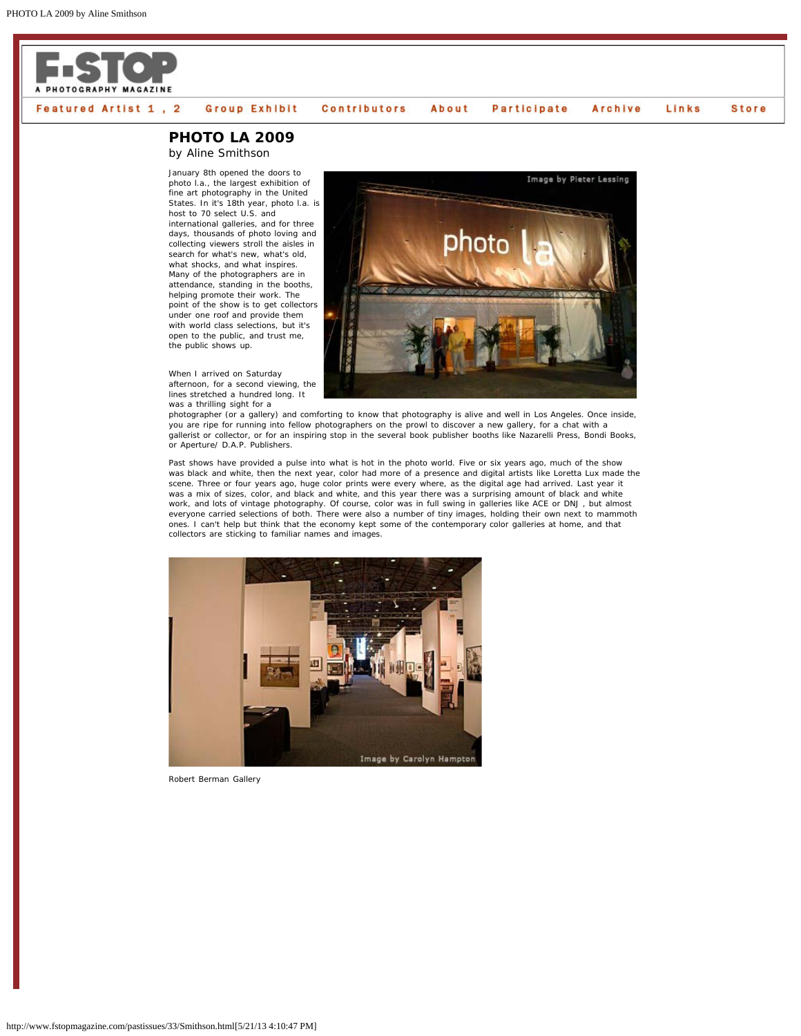# PHOTO LA 2009

by Aline Smithson

January 8th opened the doors to photo l.a., the largest exhibition of fine art photography in the United States. In it's 18th year, photo l.a. is host to 70 select U.S. and international galleries, and for three days, thousands of photo loving and collecting viewers stroll the aisles in search for what's new, what's old, what shocks, and what inspires. Many of the photographers are in attendance, standing in the booths, helping promote their work. The point of the show is to get collectors under one roof and provide them with world class selections, but it's open to the public, and trust me, the public shows up.

When I arrived on Saturday afternoon, for a second viewing, the lines stretched a hundred long. It was a thrilling sight for a photographer (or a gallery) and comforting to know that photography is alive and well in Los Angeles. Once inside, you are ripe for running into fellow photographers on the prowl to discover a new gallery, for a chat with a gallerist or collector, or for an inspiring stop in the several book publisher booths like Nazarelli Press, Bondi Books, or Aperture/ D.A.P. Publishers.

Past shows have provided a pulse into what is hot in the photo world. Five or six years ago, much of the show was black and white, then the next year, color had more of a presence and digital artists like Loretta Lux made the scene. Three or four years ago, huge color prints were every where, as the digital age had arrived. Last year it was a mix of sizes, color, and black and white, and this year there was a surprising amount of black and white work, and lots of vintage photography. Of course, color was in full swing in galleries like ACE or DNJ , but almost everyone carried selections of both. There were also a number of tiny images, holding their own next to mammoth ones. I can't help but think that the economy kept some of the contemporary color galleries at home, and that collectors are sticking to familiar names and images.

Robert Berman Gallery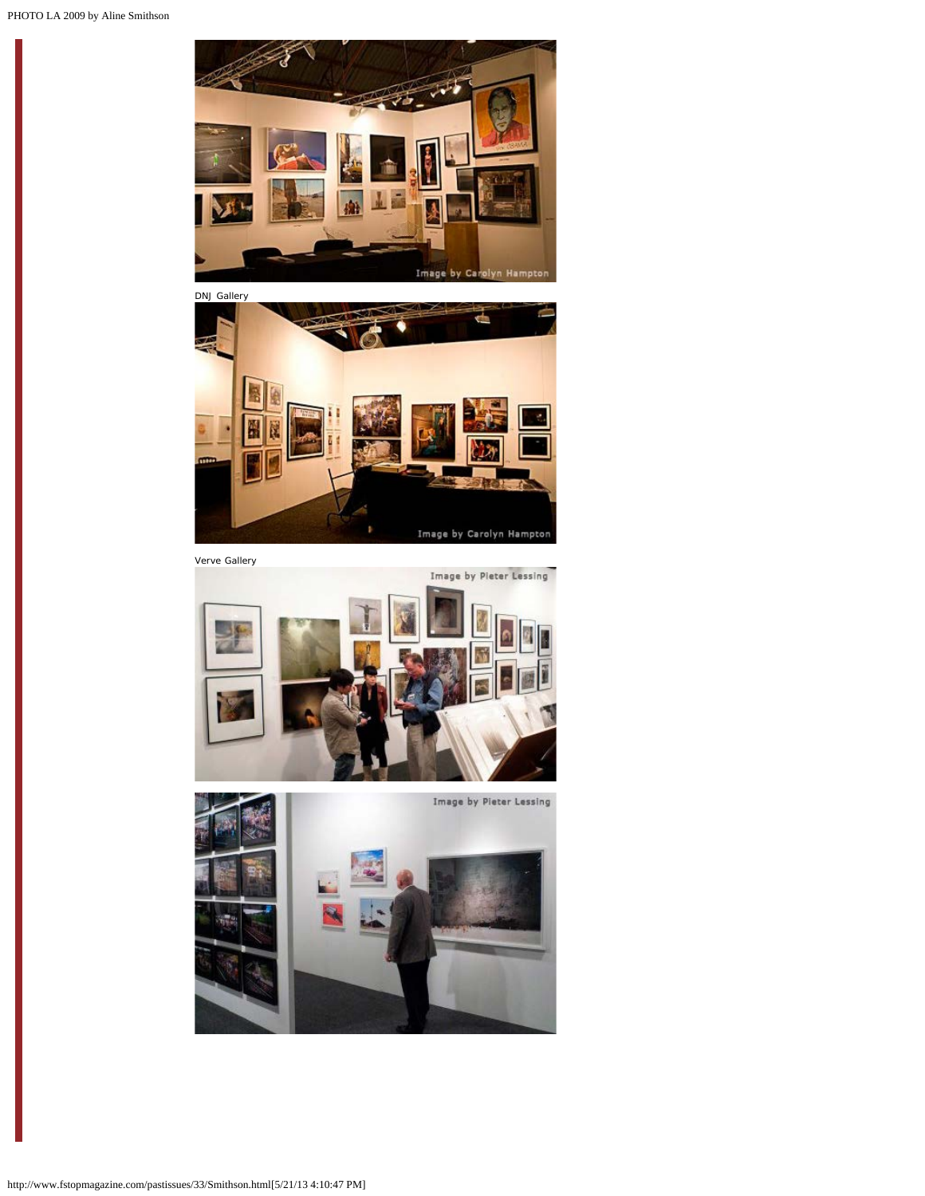DNJ Gallery

Verve Gallery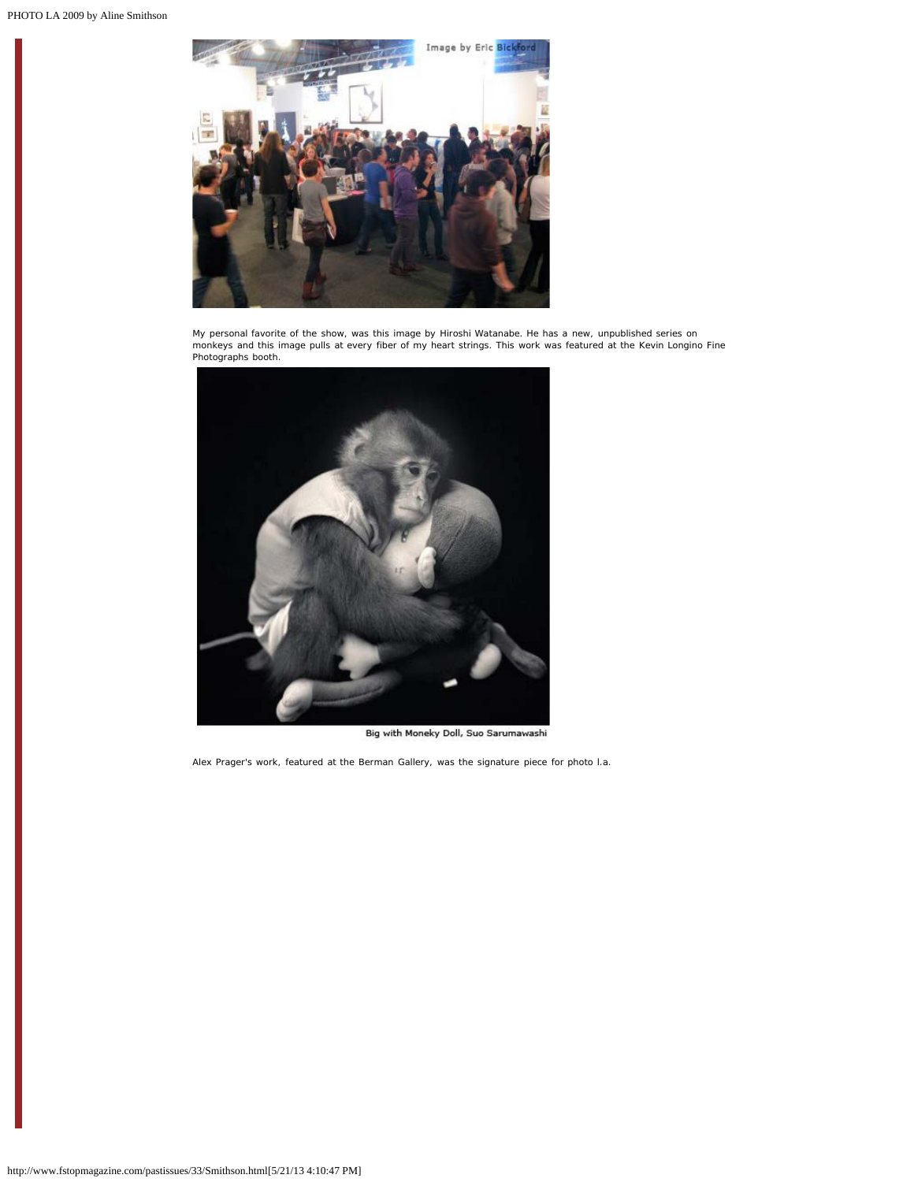My personal favorite of the show, was this image by Hiroshi Watanabe. He has a new, unpublished series on monkeys and this image pulls at every fiber of my heart strings. This work was featured at the Kevin Longino Fine Photographs booth.

Big with Moneky Doll, Suo Sarumawashi

Alex Prager's work, featured at the Berman Gallery, was the signature piece for photo l.a.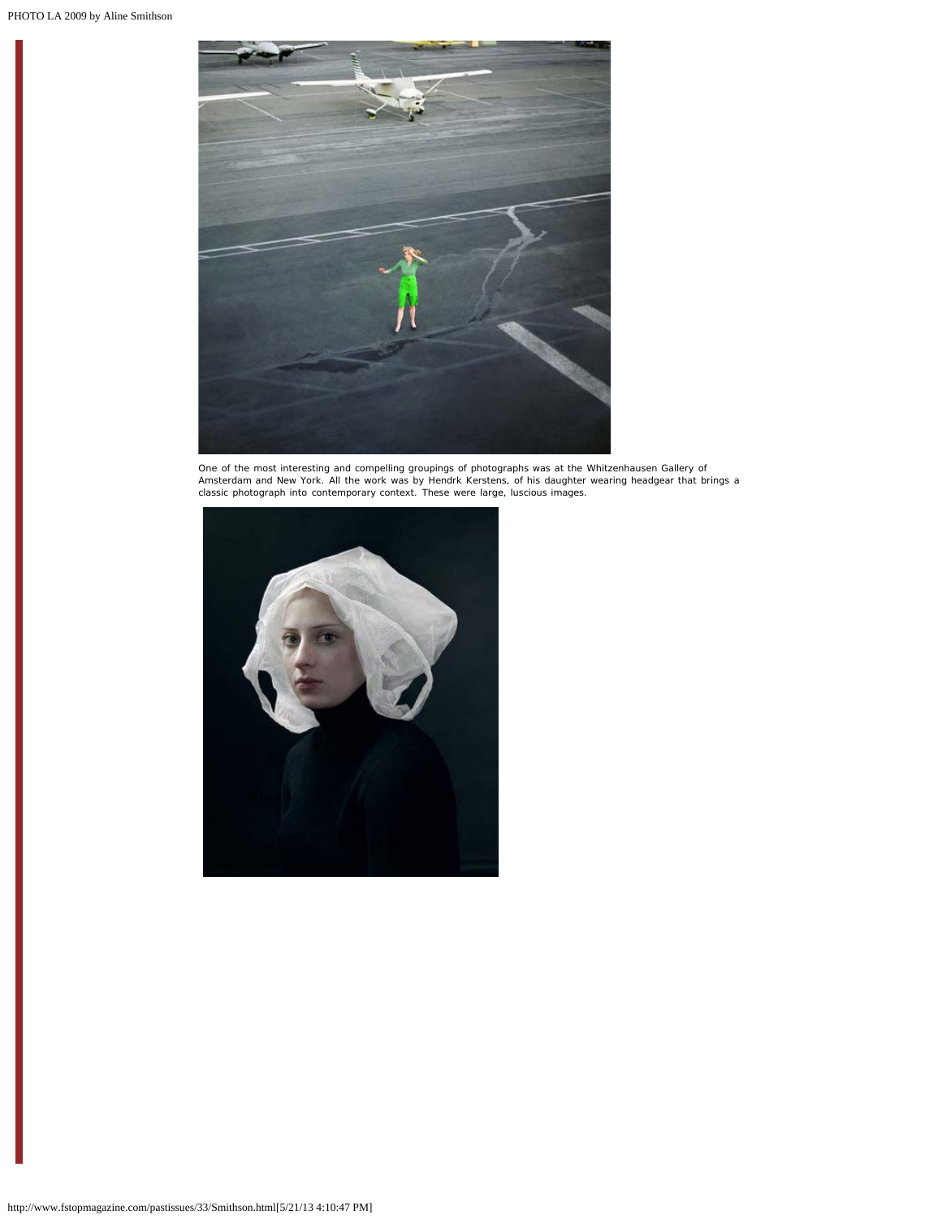One of the most interesting and compelling groupings of photographs was at the Whitzenhausen Gallery of Amsterdam and New York. All the work was by Hendrk Kerstens, of his daughter wearing headgear that brings a classic photograph into contemporary context. These were large, luscious images.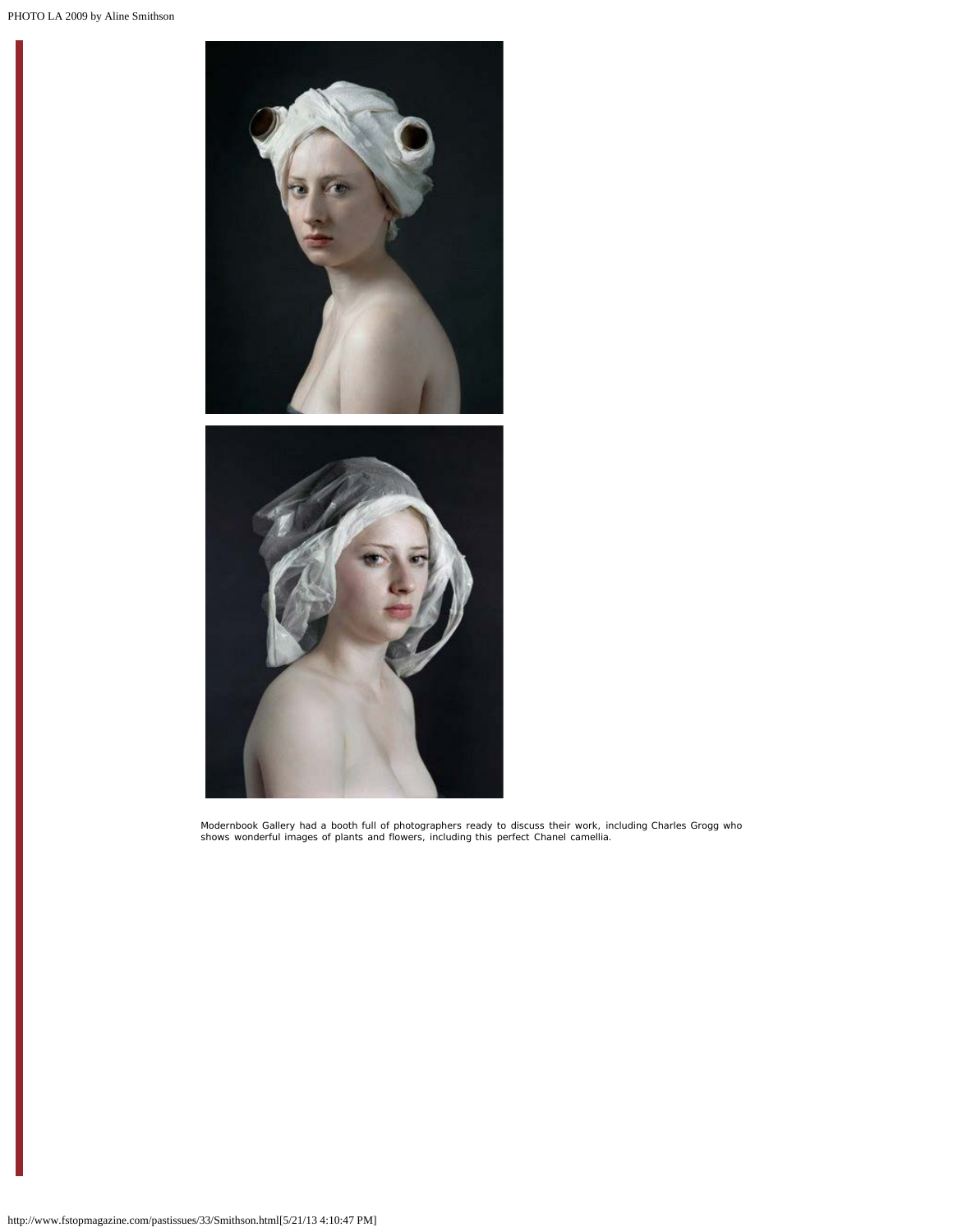Modernbook Gallery had a booth full of photographers ready to discuss their work, including Charles Grogg who shows wonderful images of plants and flowers, including this perfect Chanel camellia.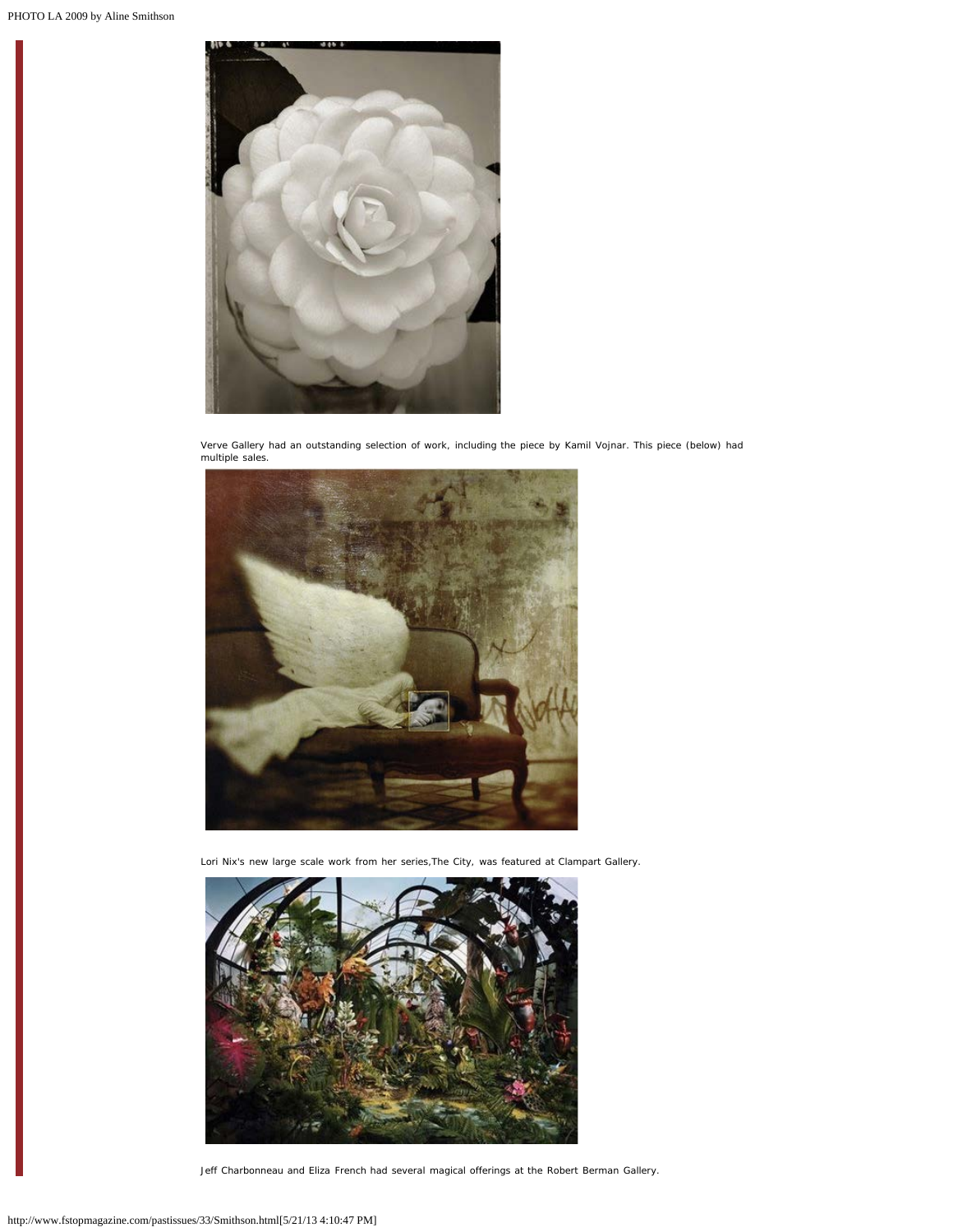Verve Gallery had an outstanding selection of work, including the piece by Kamil Vojnar. This piece (below) had multiple sales.

Lori Nix's new large scale work from her series,The City, was featured at Clampart Gallery.

Jeff Charbonneau and Eliza French had several magical offerings at the Robert Berman Gallery.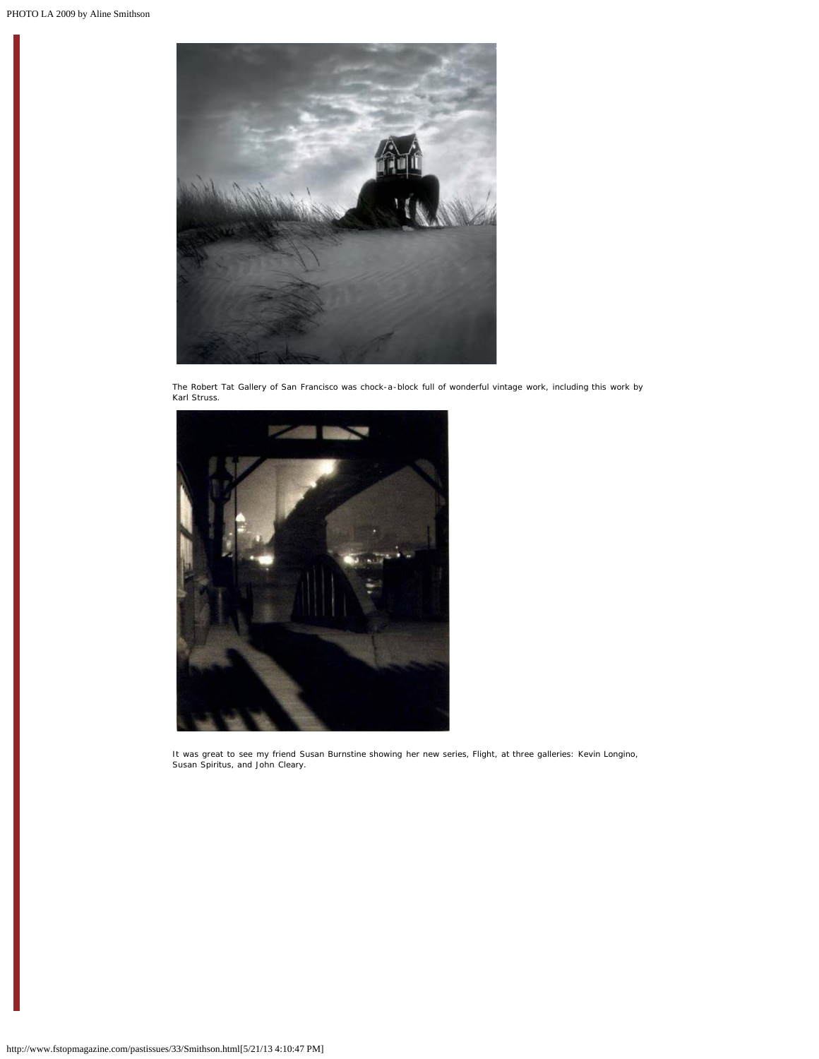The Robert Tat Gallery of San Francisco was chock-a-block full of wonderful vintage work, including this work by Karl Struss.

It was great to see my friend Susan Burnstine showing her new series, Flight, at three galleries: Kevin Longino, Susan Spiritus, and John Cleary.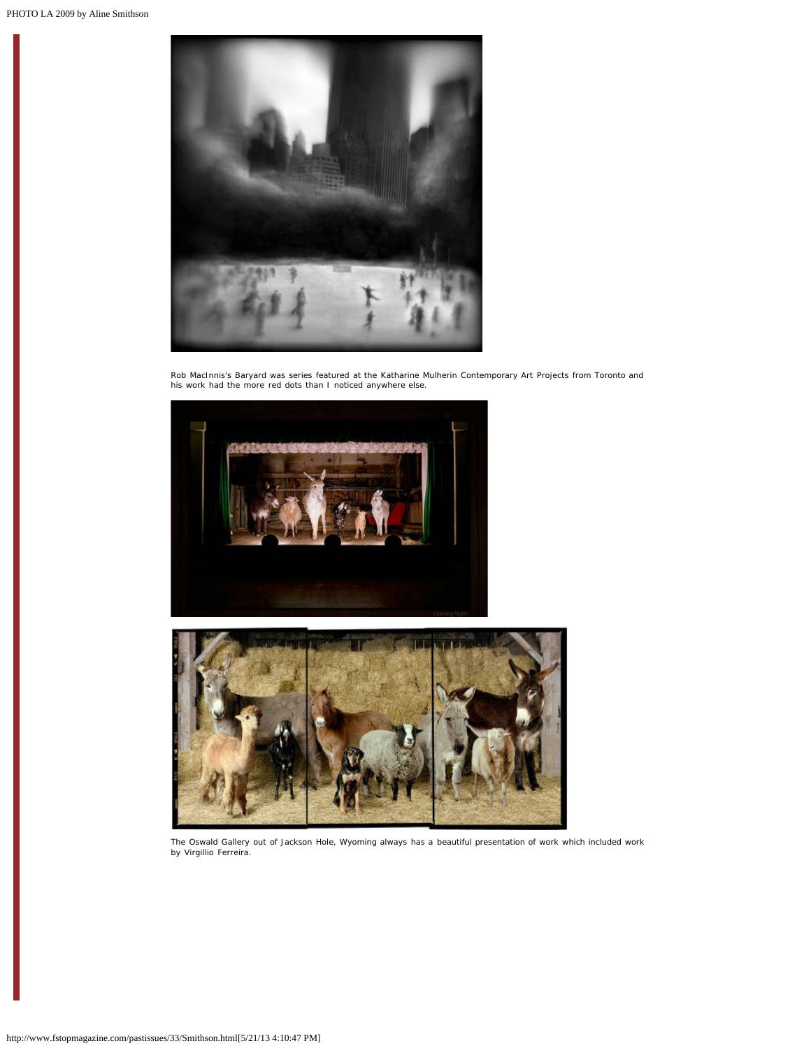Rob MacInnis's Baryard was series featured at the Katharine Mulherin Contemporary Art Projects from Toronto and his work had the more red dots than I noticed anywhere else.

The Oswald Gallery out of Jackson Hole, Wyoming always has a beautiful presentation of work which included work by Virgillio Ferreira.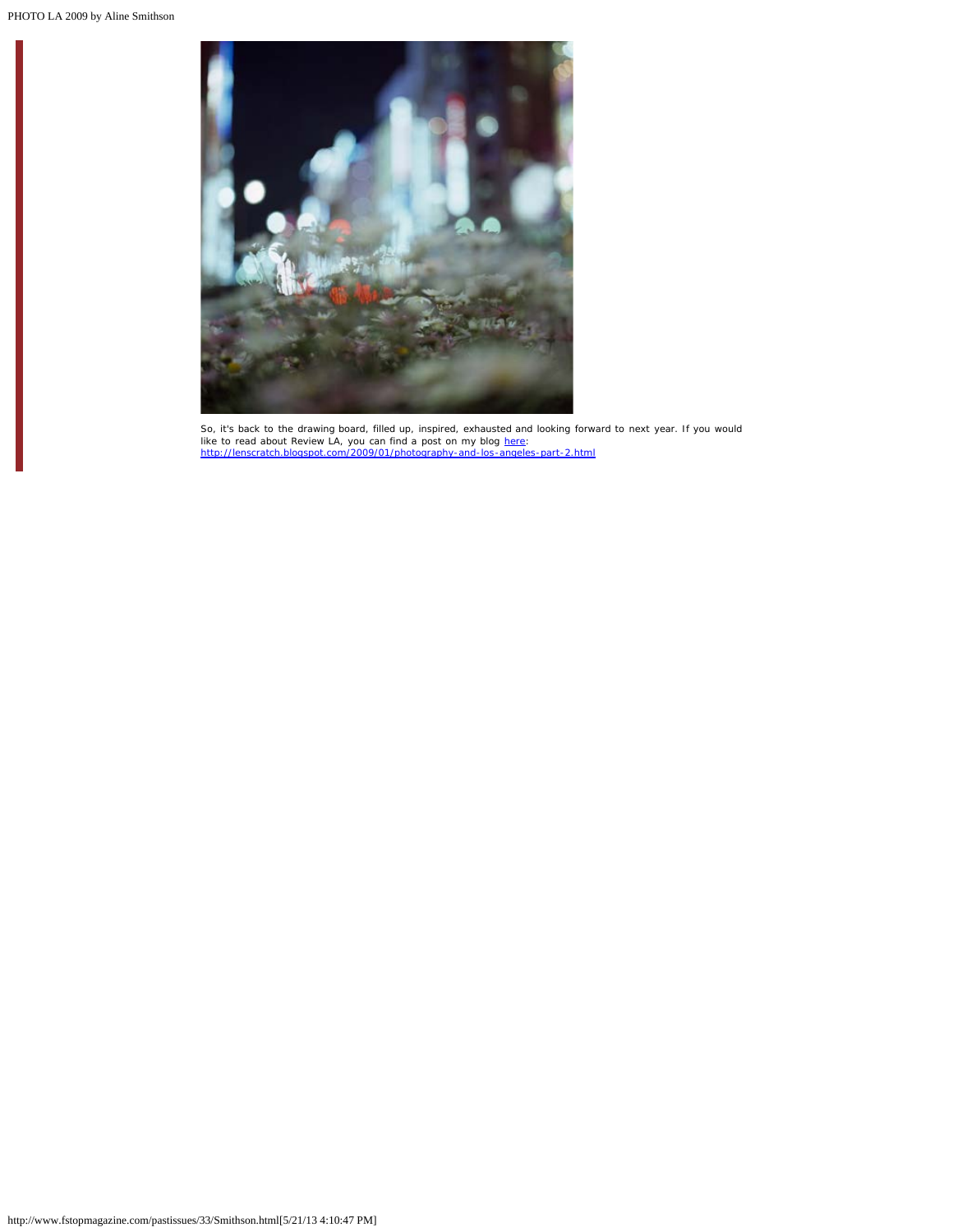So, it's back to the drawing board, filled up, inspired, exhausted and looking forward to next year. If you would like to read about Review LA, you can find a post on my blog [here](http://lenscratch.blogspot.com/2009/01/photography-and-los-angeles-part-2.html):
http://lenscratch.blogspot.com/2009/01/photography-and-los-angeles-part-2.html